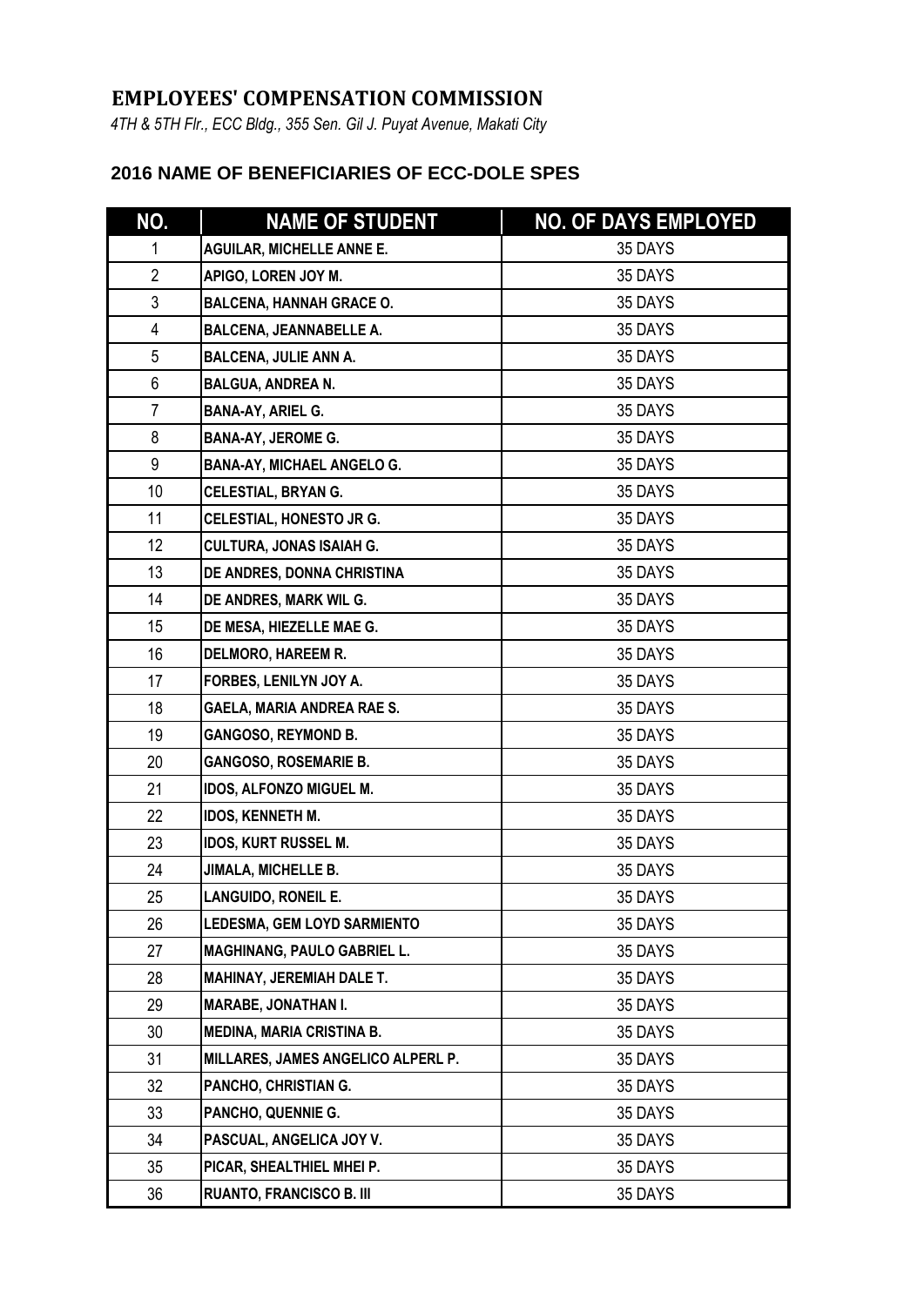# EMPLOYEES' COMPENSATION COMMISSION

*4TH & 5TH Flr., ECC Bldg., 355 Sen. Gil J. Puyat Avenue, Makati City*

## 2016 NAME OF BENEFICIARIES OF ECC-DOLE SPES

| NO. | NAME OF STUDENT | NO. OF DAYS EMPLOYED |
|---|---|---|
| 1 | AGUILAR, MICHELLE ANNE E. | 35 DAYS |
| 2 | APIGO, LOREN JOY M. | 35 DAYS |
| 3 | BALCENA, HANNAH GRACE O. | 35 DAYS |
| 4 | BALCENA, JEANNABELLE A. | 35 DAYS |
| 5 | BALCENA, JULIE ANN A. | 35 DAYS |
| 6 | BALGUA, ANDREA N. | 35 DAYS |
| 7 | BANA-AY, ARIEL G. | 35 DAYS |
| 8 | BANA-AY, JEROME G. | 35 DAYS |
| 9 | BANA-AY, MICHAEL ANGELO G. | 35 DAYS |
| 10 | CELESTIAL, BRYAN G. | 35 DAYS |
| 11 | CELESTIAL, HONESTO JR G. | 35 DAYS |
| 12 | CULTURA, JONAS ISAIAH G. | 35 DAYS |
| 13 | DE ANDRES, DONNA CHRISTINA | 35 DAYS |
| 14 | DE ANDRES, MARK WIL G. | 35 DAYS |
| 15 | DE MESA, HIEZELLE MAE G. | 35 DAYS |
| 16 | DELMORO, HAREEM R. | 35 DAYS |
| 17 | FORBES, LENILYN JOY A. | 35 DAYS |
| 18 | GAELA, MARIA ANDREA RAE S. | 35 DAYS |
| 19 | GANGOSO, REYMOND B. | 35 DAYS |
| 20 | GANGOSO, ROSEMARIE B. | 35 DAYS |
| 21 | IDOS, ALFONZO MIGUEL M. | 35 DAYS |
| 22 | IDOS, KENNETH M. | 35 DAYS |
| 23 | IDOS, KURT RUSSEL M. | 35 DAYS |
| 24 | JIMALA, MICHELLE B. | 35 DAYS |
| 25 | LANGUIDO, RONEIL E. | 35 DAYS |
| 26 | LEDESMA, GEM LOYD SARMIENTO | 35 DAYS |
| 27 | MAGHINANG, PAULO GABRIEL L. | 35 DAYS |
| 28 | MAHINAY, JEREMIAH DALE T. | 35 DAYS |
| 29 | MARABE, JONATHAN I. | 35 DAYS |
| 30 | MEDINA, MARIA CRISTINA B. | 35 DAYS |
| 31 | MILLARES, JAMES ANGELICO ALPERL P. | 35 DAYS |
| 32 | PANCHO, CHRISTIAN G. | 35 DAYS |
| 33 | PANCHO, QUENNIE G. | 35 DAYS |
| 34 | PASCUAL, ANGELICA JOY V. | 35 DAYS |
| 35 | PICAR, SHEALTHIEL MHEI P. | 35 DAYS |
| 36 | RUANTO, FRANCISCO B. III | 35 DAYS |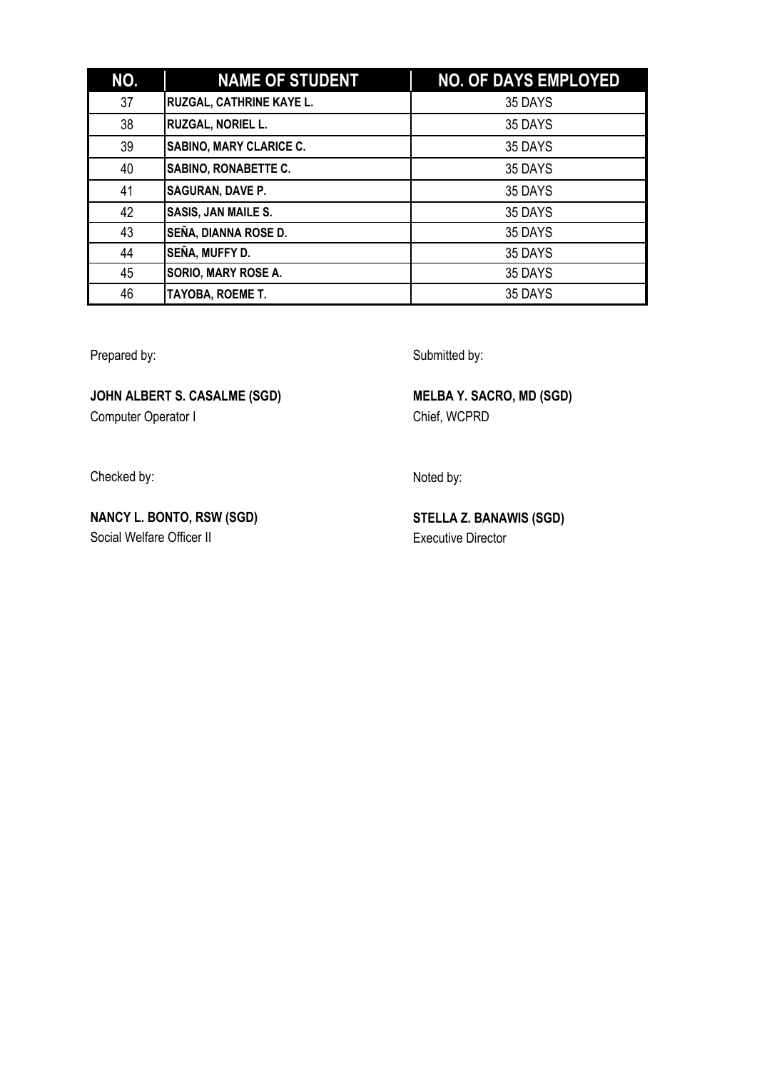| NO. | NAME OF STUDENT | NO. OF DAYS EMPLOYED |
|---|---|---|
| 37 | **RUZGAL, CATHRINE KAYE L.** | 35 DAYS |
| 38 | **RUZGAL, NORIEL L.** | 35 DAYS |
| 39 | **SABINO, MARY CLARICE C.** | 35 DAYS |
| 40 | **SABINO, RONABETTE C.** | 35 DAYS |
| 41 | **SAGURAN, DAVE P.** | 35 DAYS |
| 42 | **SASIS, JAN MAILE S.** | 35 DAYS |
| 43 | **SEÑA, DIANNA ROSE D.** | 35 DAYS |
| 44 | **SEÑA, MUFFY D.** | 35 DAYS |
| 45 | **SORIO, MARY ROSE A.** | 35 DAYS |
| 46 | **TAYOBA, ROEME T.** | 35 DAYS |

Prepared by:

**JOHN ALBERT S. CASALME (SGD)**
Computer Operator I

Submitted by:

**MELBA Y. SACRO, MD (SGD)**
Chief, WCPRD

Checked by:

**NANCY L. BONTO, RSW (SGD)**
Social Welfare Officer II

Noted by:

**STELLA Z. BANAWIS (SGD)**
Executive Director